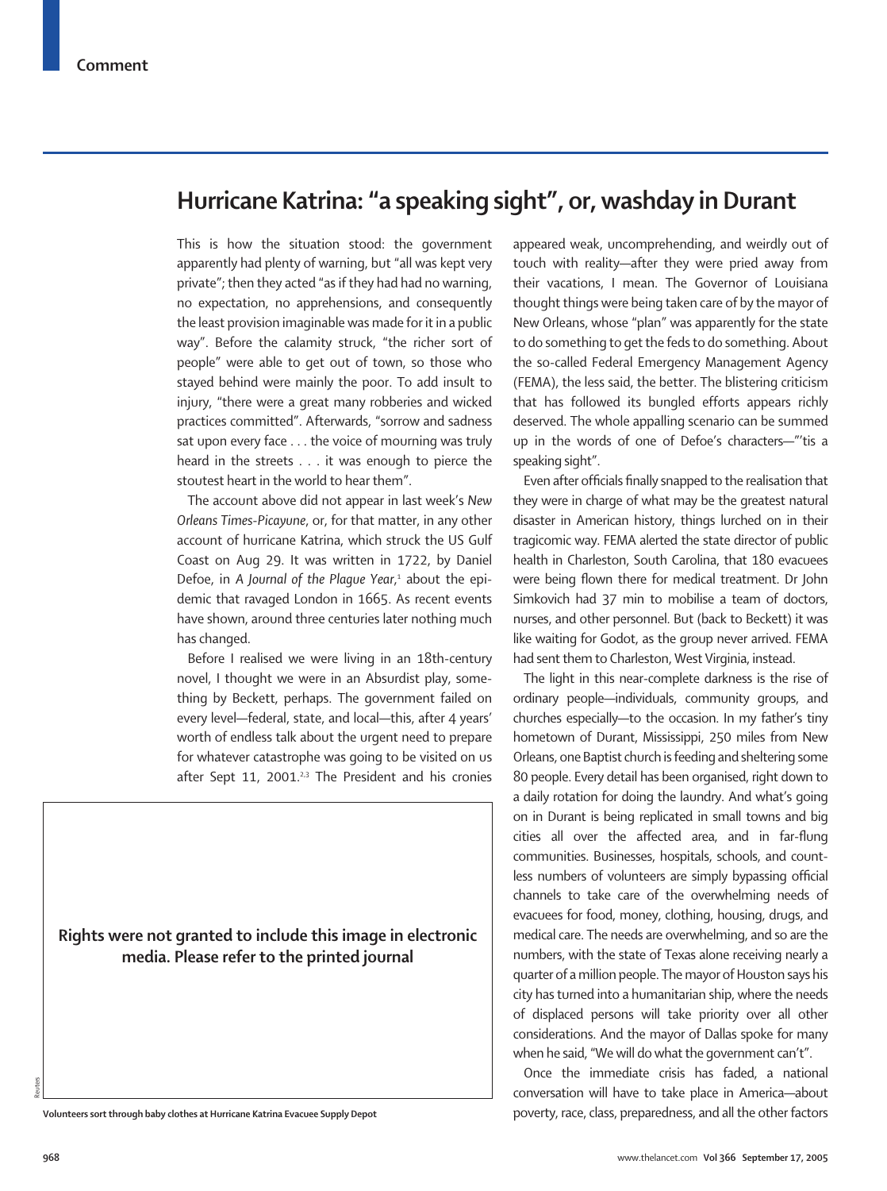# Hurricane Katrina: "a speaking sight", or, washday in Durant

This is how the situation stood: the government apparently had plenty of warning, but "all was kept very private"; then they acted "as if they had had no warning, no expectation, no apprehensions, and consequently the least provision imaginable was made for it in a public way". Before the calamity struck, "the richer sort of people" were able to get out of town, so those who stayed behind were mainly the poor. To add insult to injury, "there were a great many robberies and wicked practices committed". Afterwards, "sorrow and sadness sat upon every face . . . the voice of mourning was truly heard in the streets . . . it was enough to pierce the stoutest heart in the world to hear them".

The account above did not appear in last week's *New Orleans Times-Picayune*, or, for that matter, in any other account of hurricane Katrina, which struck the US Gulf Coast on Aug 29. It was written in 1722, by Daniel Defoe, in *A Journal of the Plague Year*,[1] about the epidemic that ravaged London in 1665. As recent events have shown, around three centuries later nothing much has changed.

Before I realised we were living in an 18th-century novel, I thought we were in an Absurdist play, something by Beckett, perhaps. The government failed on every level—federal, state, and local—this, after 4 years' worth of endless talk about the urgent need to prepare for whatever catastrophe was going to be visited on us after Sept 11, 2001.[2,3] The President and his cronies appeared weak, uncomprehending, and weirdly out of touch with reality—after they were pried away from their vacations, I mean. The Governor of Louisiana thought things were being taken care of by the mayor of New Orleans, whose "plan" was apparently for the state to do something to get the feds to do something. About the so-called Federal Emergency Management Agency (FEMA), the less said, the better. The blistering criticism that has followed its bungled efforts appears richly deserved. The whole appalling scenario can be summed up in the words of one of Defoe's characters—"'tis a speaking sight".

Rights were not granted to include this image in electronic media. Please refer to the printed journal

Volunteers sort through baby clothes at Hurricane Katrina Evacuee Supply Depot

Even after officials finally snapped to the realisation that they were in charge of what may be the greatest natural disaster in American history, things lurched on in their tragicomic way. FEMA alerted the state director of public health in Charleston, South Carolina, that 180 evacuees were being flown there for medical treatment. Dr John Simkovich had 37 min to mobilise a team of doctors, nurses, and other personnel. But (back to Beckett) it was like waiting for Godot, as the group never arrived. FEMA had sent them to Charleston, West Virginia, instead.

The light in this near-complete darkness is the rise of ordinary people—individuals, community groups, and churches especially—to the occasion. In my father's tiny hometown of Durant, Mississippi, 250 miles from New Orleans, one Baptist church is feeding and sheltering some 80 people. Every detail has been organised, right down to a daily rotation for doing the laundry. And what's going on in Durant is being replicated in small towns and big cities all over the affected area, and in far-flung communities. Businesses, hospitals, schools, and countless numbers of volunteers are simply bypassing official channels to take care of the overwhelming needs of evacuees for food, money, clothing, housing, drugs, and medical care. The needs are overwhelming, and so are the numbers, with the state of Texas alone receiving nearly a quarter of a million people. The mayor of Houston says his city has turned into a humanitarian ship, where the needs of displaced persons will take priority over all other considerations. And the mayor of Dallas spoke for many when he said, "We will do what the government can't".

Once the immediate crisis has faded, a national conversation will have to take place in America—about poverty, race, class, preparedness, and all the other factors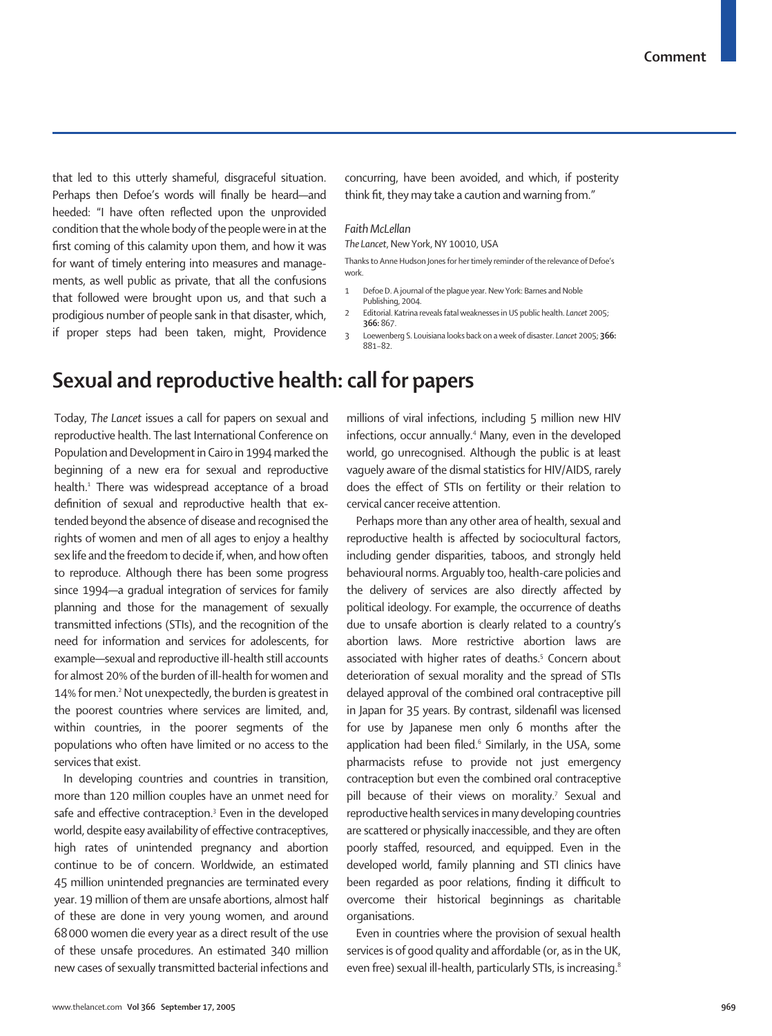that led to this utterly shameful, disgraceful situation. Perhaps then Defoe's words will finally be heard—and heeded: "I have often reflected upon the unprovided condition that the whole body of the people were in at the first coming of this calamity upon them, and how it was for want of timely entering into measures and managements, as well public as private, that all the confusions that followed were brought upon us, and that such a prodigious number of people sank in that disaster, which, if proper steps had been taken, might, Providence concurring, have been avoided, and which, if posterity think fit, they may take a caution and warning from."

*Faith McLellan*

*The Lancet*, New York, NY 10010, USA

Thanks to Anne Hudson Jones for her timely reminder of the relevance of Defoe's work.

1. Defoe D. A journal of the plague year. New York: Barnes and Noble Publishing, 2004.
2. Editorial. Katrina reveals fatal weaknesses in US public health. *Lancet* 2005; **366:** 867.
3. Loewenberg S. Louisiana looks back on a week of disaster. *Lancet* 2005; **366:** 881–82.

# Sexual and reproductive health: call for papers

Today, *The Lancet* issues a call for papers on sexual and reproductive health. The last International Conference on Population and Development in Cairo in 1994 marked the beginning of a new era for sexual and reproductive health.[1] There was widespread acceptance of a broad definition of sexual and reproductive health that extended beyond the absence of disease and recognised the rights of women and men of all ages to enjoy a healthy sex life and the freedom to decide if, when, and how often to reproduce. Although there has been some progress since 1994—a gradual integration of services for family planning and those for the management of sexually transmitted infections (STIs), and the recognition of the need for information and services for adolescents, for example—sexual and reproductive ill-health still accounts for almost 20% of the burden of ill-health for women and 14% for men.[2] Not unexpectedly, the burden is greatest in the poorest countries where services are limited, and, within countries, in the poorer segments of the populations who often have limited or no access to the services that exist.

In developing countries and countries in transition, more than 120 million couples have an unmet need for safe and effective contraception.[3] Even in the developed world, despite easy availability of effective contraceptives, high rates of unintended pregnancy and abortion continue to be of concern. Worldwide, an estimated 45 million unintended pregnancies are terminated every year. 19 million of them are unsafe abortions, almost half of these are done in very young women, and around 68 000 women die every year as a direct result of the use of these unsafe procedures. An estimated 340 million new cases of sexually transmitted bacterial infections and millions of viral infections, including 5 million new HIV infections, occur annually.[4] Many, even in the developed world, go unrecognised. Although the public is at least vaguely aware of the dismal statistics for HIV/AIDS, rarely does the effect of STIs on fertility or their relation to cervical cancer receive attention.

Perhaps more than any other area of health, sexual and reproductive health is affected by sociocultural factors, including gender disparities, taboos, and strongly held behavioural norms. Arguably too, health-care policies and the delivery of services are also directly affected by political ideology. For example, the occurrence of deaths due to unsafe abortion is clearly related to a country's abortion laws. More restrictive abortion laws are associated with higher rates of deaths.[5] Concern about deterioration of sexual morality and the spread of STIs delayed approval of the combined oral contraceptive pill in Japan for 35 years. By contrast, sildenafil was licensed for use by Japanese men only 6 months after the application had been filed.[6] Similarly, in the USA, some pharmacists refuse to provide not just emergency contraception but even the combined oral contraceptive pill because of their views on morality.[7] Sexual and reproductive health services in many developing countries are scattered or physically inaccessible, and they are often poorly staffed, resourced, and equipped. Even in the developed world, family planning and STI clinics have been regarded as poor relations, finding it difficult to overcome their historical beginnings as charitable organisations.

Even in countries where the provision of sexual health services is of good quality and affordable (or, as in the UK, even free) sexual ill-health, particularly STIs, is increasing.[8]